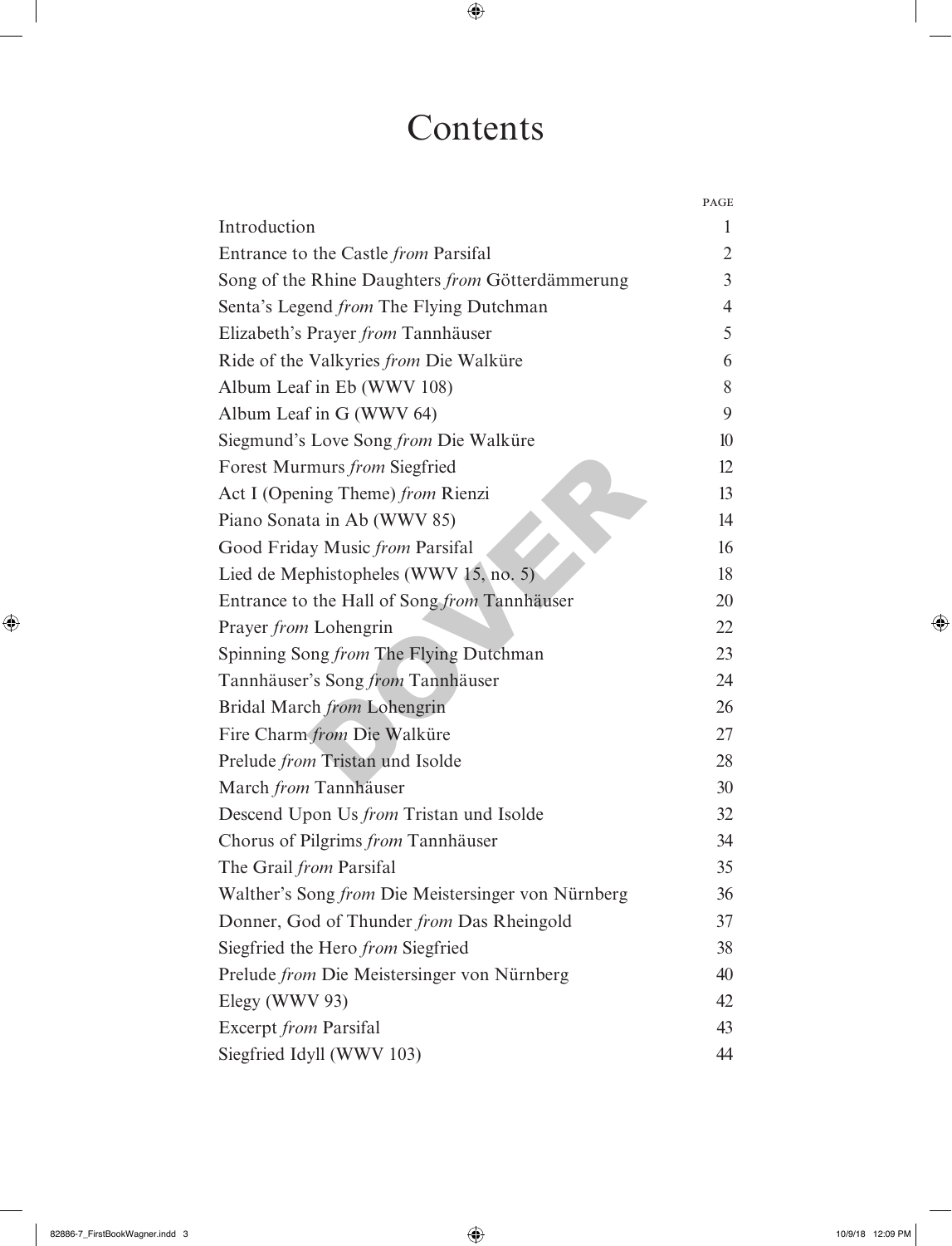# Contents

| | PAGE |
|---|---|
| Introduction | 1 |
| Entrance to the Castle *from* Parsifal | 2 |
| Song of the Rhine Daughters *from* Götterdämmerung | 3 |
| Senta's Legend *from* The Flying Dutchman | 4 |
| Elizabeth's Prayer *from* Tannhäuser | 5 |
| Ride of the Valkyries *from* Die Walküre | 6 |
| Album Leaf in Eb (WWV 108) | 8 |
| Album Leaf in G (WWV 64) | 9 |
| Siegmund's Love Song *from* Die Walküre | 10 |
| Forest Murmurs *from* Siegfried | 12 |
| Act I (Opening Theme) *from* Rienzi | 13 |
| Piano Sonata in Ab (WWV 85) | 14 |
| Good Friday Music *from* Parsifal | 16 |
| Lied de Mephistopheles (WWV 15, no. 5) | 18 |
| Entrance to the Hall of Song *from* Tannhäuser | 20 |
| Prayer *from* Lohengrin | 22 |
| Spinning Song *from* The Flying Dutchman | 23 |
| Tannhäuser's Song *from* Tannhäuser | 24 |
| Bridal March *from* Lohengrin | 26 |
| Fire Charm *from* Die Walküre | 27 |
| Prelude *from* Tristan und Isolde | 28 |
| March *from* Tannhäuser | 30 |
| Descend Upon Us *from* Tristan und Isolde | 32 |
| Chorus of Pilgrims *from* Tannhäuser | 34 |
| The Grail *from* Parsifal | 35 |
| Walther's Song *from* Die Meistersinger von Nürnberg | 36 |
| Donner, God of Thunder *from* Das Rheingold | 37 |
| Siegfried the Hero *from* Siegfried | 38 |
| Prelude *from* Die Meistersinger von Nürnberg | 40 |
| Elegy (WWV 93) | 42 |
| Excerpt *from* Parsifal | 43 |
| Siegfried Idyll (WWV 103) | 44 |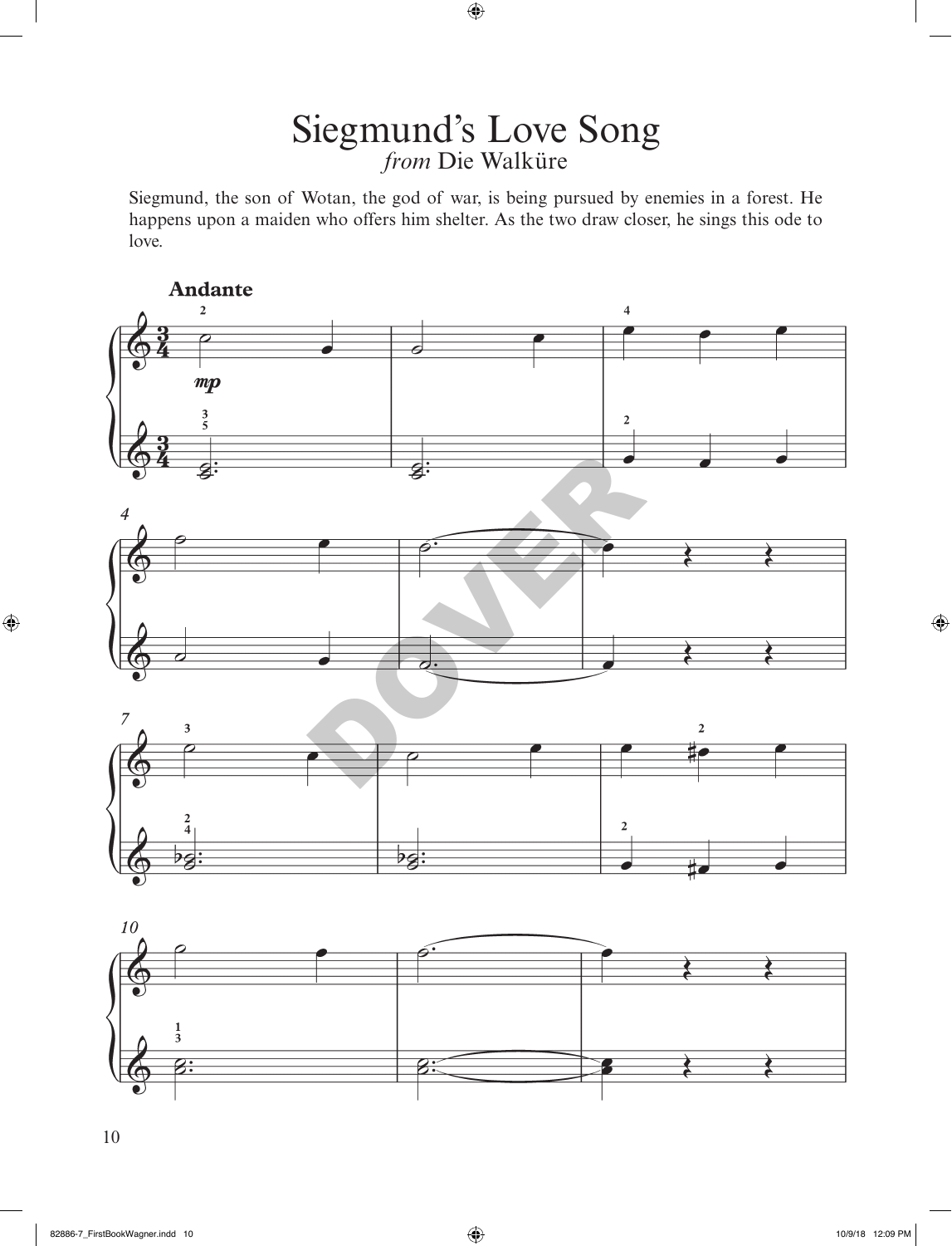# Siegmund's Love Song

*from* Die Walküre

Siegmund, the son of Wotan, the god of war, is being pursued by enemies in a forest. He happens upon a maiden who offers him shelter. As the two draw closer, he sings this ode to love.